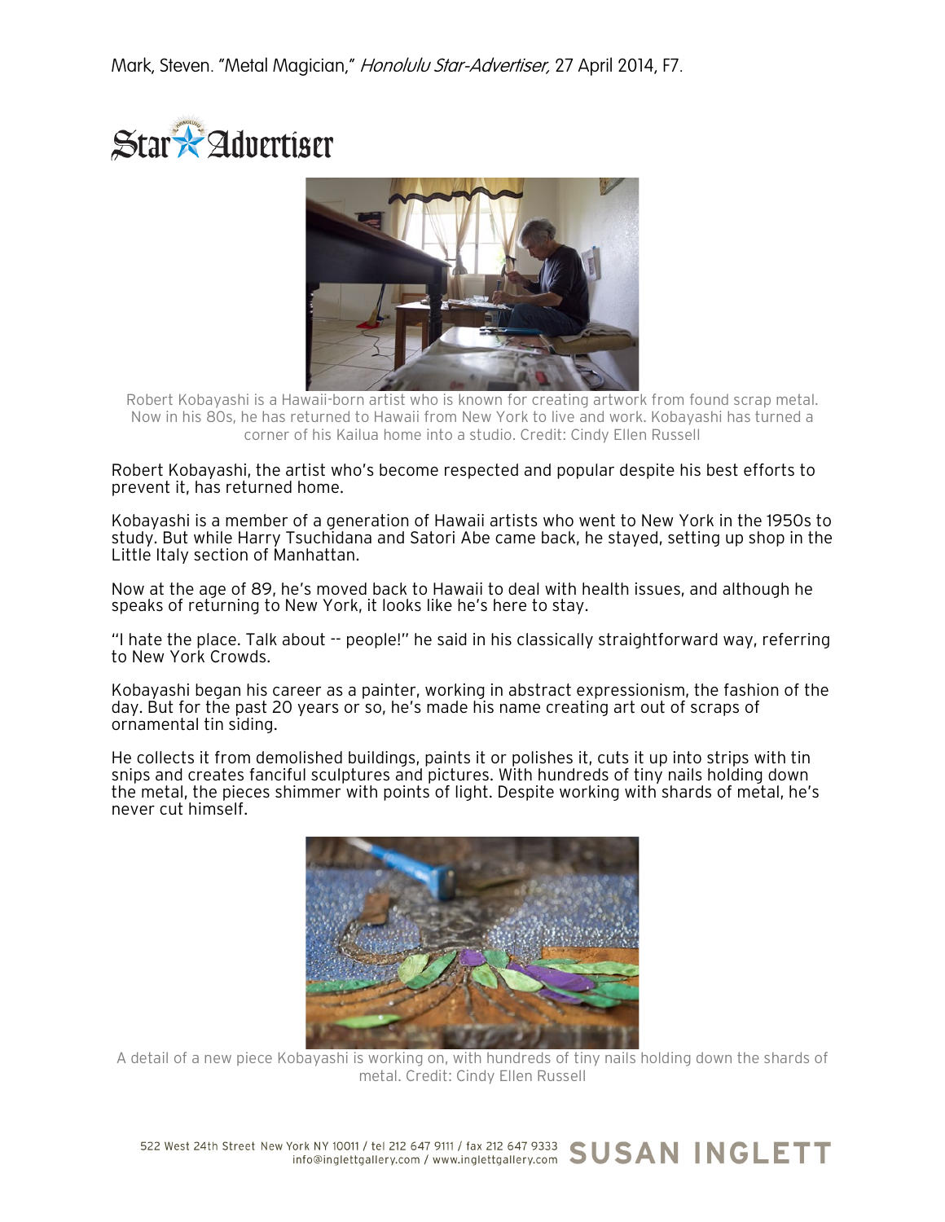Mark, Steven. "Metal Magician," *Honolulu Star-Advertiser,* 27 April 2014, F7.

Star Advertiser

Robert Kobayashi is a Hawaii-born artist who is known for creating artwork from found scrap metal. Now in his 80s, he has returned to Hawaii from New York to live and work. Kobayashi has turned a corner of his Kailua home into a studio. Credit: Cindy Ellen Russell

Robert Kobayashi, the artist who's become respected and popular despite his best efforts to prevent it, has returned home.

Kobayashi is a member of a generation of Hawaii artists who went to New York in the 1950s to study. But while Harry Tsuchidana and Satori Abe came back, he stayed, setting up shop in the Little Italy section of Manhattan.

Now at the age of 89, he's moved back to Hawaii to deal with health issues, and although he speaks of returning to New York, it looks like he's here to stay.

"I hate the place. Talk about -- people!" he said in his classically straightforward way, referring to New York Crowds.

Kobayashi began his career as a painter, working in abstract expressionism, the fashion of the day. But for the past 20 years or so, he's made his name creating art out of scraps of ornamental tin siding.

He collects it from demolished buildings, paints it or polishes it, cuts it up into strips with tin snips and creates fanciful sculptures and pictures. With hundreds of tiny nails holding down the metal, the pieces shimmer with points of light. Despite working with shards of metal, he's never cut himself.

A detail of a new piece Kobayashi is working on, with hundreds of tiny nails holding down the shards of metal. Credit: Cindy Ellen Russell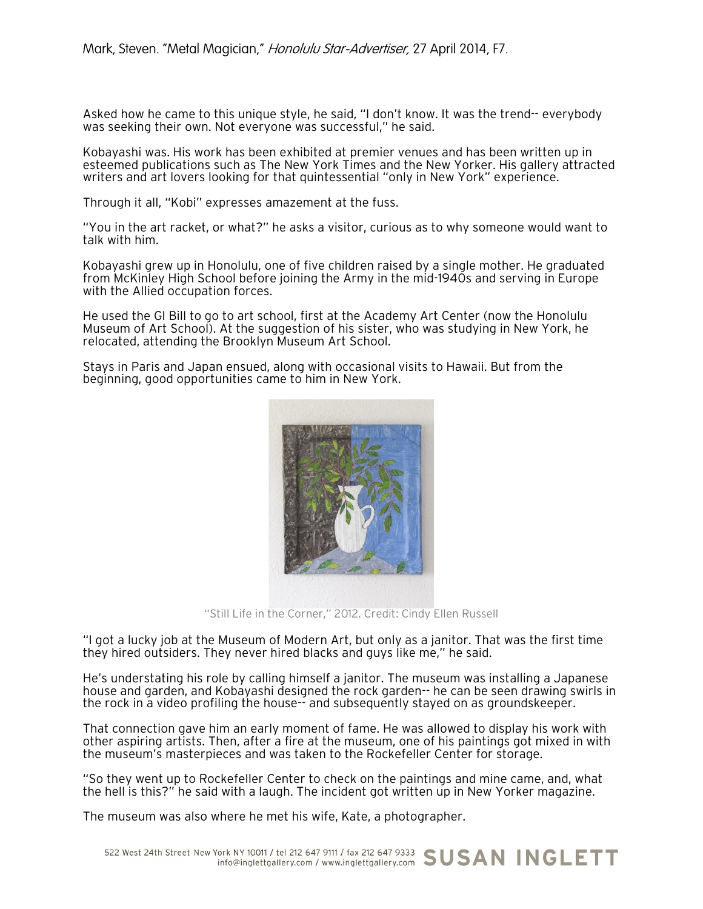Asked how he came to this unique style, he said, "I don't know. It was the trend-- everybody was seeking their own. Not everyone was successful," he said.

Kobayashi was. His work has been exhibited at premier venues and has been written up in esteemed publications such as The New York Times and the New Yorker. His gallery attracted writers and art lovers looking for that quintessential "only in New York" experience.

Through it all, "Kobi" expresses amazement at the fuss.

"You in the art racket, or what?" he asks a visitor, curious as to why someone would want to talk with him.

Kobayashi grew up in Honolulu, one of five children raised by a single mother. He graduated from McKinley High School before joining the Army in the mid-1940s and serving in Europe with the Allied occupation forces.

He used the GI Bill to go to art school, first at the Academy Art Center (now the Honolulu Museum of Art School). At the suggestion of his sister, who was studying in New York, he relocated, attending the Brooklyn Museum Art School.

Stays in Paris and Japan ensued, along with occasional visits to Hawaii. But from the beginning, good opportunities came to him in New York.

"Still Life in the Corner," 2012. Credit: Cindy Ellen Russell

"I got a lucky job at the Museum of Modern Art, but only as a janitor. That was the first time they hired outsiders. They never hired blacks and guys like me," he said.

He's understating his role by calling himself a janitor. The museum was installing a Japanese house and garden, and Kobayashi designed the rock garden-- he can be seen drawing swirls in the rock in a video profiling the house-- and subsequently stayed on as groundskeeper.

That connection gave him an early moment of fame. He was allowed to display his work with other aspiring artists. Then, after a fire at the museum, one of his paintings got mixed in with the museum's masterpieces and was taken to the Rockefeller Center for storage.

"So they went up to Rockefeller Center to check on the paintings and mine came, and, what the hell is this?" he said with a laugh. The incident got written up in New Yorker magazine.

The museum was also where he met his wife, Kate, a photographer.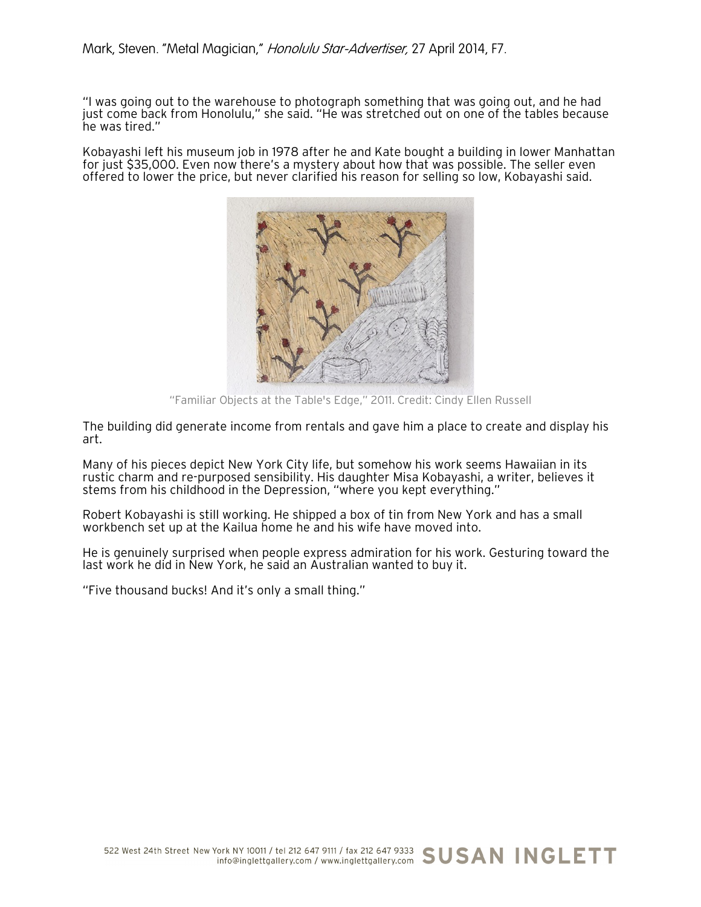Mark, Steven. "Metal Magician," *Honolulu Star-Advertiser,* 27 April 2014, F7.

"I was going out to the warehouse to photograph something that was going out, and he had just come back from Honolulu," she said. "He was stretched out on one of the tables because he was tired."

Kobayashi left his museum job in 1978 after he and Kate bought a building in lower Manhattan for just $35,000. Even now there's a mystery about how that was possible. The seller even offered to lower the price, but never clarified his reason for selling so low, Kobayashi said.

"Familiar Objects at the Table's Edge," 2011. Credit: Cindy Ellen Russell

The building did generate income from rentals and gave him a place to create and display his art.

Many of his pieces depict New York City life, but somehow his work seems Hawaiian in its rustic charm and re-purposed sensibility. His daughter Misa Kobayashi, a writer, believes it stems from his childhood in the Depression, "where you kept everything."

Robert Kobayashi is still working. He shipped a box of tin from New York and has a small workbench set up at the Kailua home he and his wife have moved into.

He is genuinely surprised when people express admiration for his work. Gesturing toward the last work he did in New York, he said an Australian wanted to buy it.

"Five thousand bucks! And it's only a small thing."